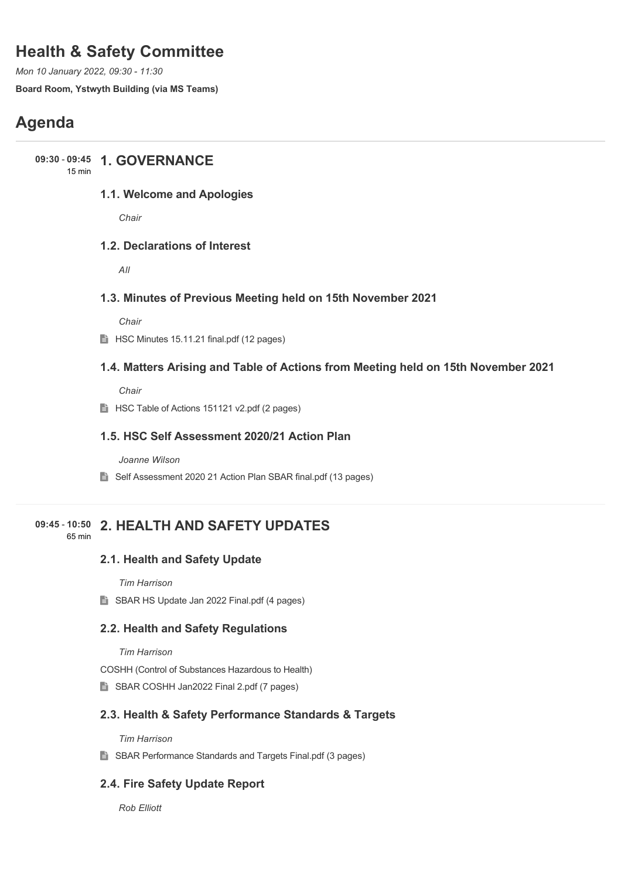# Health & Safety Committee

*Mon 10 January 2022, 09:30 - 11:30*

**Board Room, Ystwyth Building (via MS Teams)**

# Agenda

**09:30 - 09:45** 15 min

## 1. GOVERNANCE

### 1.1. Welcome and Apologies

*Chair*

### 1.2. Declarations of Interest

*All*

### 1.3. Minutes of Previous Meeting held on 15th November 2021

*Chair*

HSC Minutes 15.11.21 final.pdf (12 pages)

### 1.4. Matters Arising and Table of Actions from Meeting held on 15th November 2021

*Chair*

HSC Table of Actions 151121 v2.pdf (2 pages)

### 1.5. HSC Self Assessment 2020/21 Action Plan

*Joanne Wilson*

Self Assessment 2020 21 Action Plan SBAR final.pdf (13 pages)

**09:45 - 10:50** 65 min

## 2. HEALTH AND SAFETY UPDATES

### 2.1. Health and Safety Update

*Tim Harrison*

SBAR HS Update Jan 2022 Final.pdf (4 pages)

### 2.2. Health and Safety Regulations

*Tim Harrison*

COSHH (Control of Substances Hazardous to Health)

SBAR COSHH Jan2022 Final 2.pdf (7 pages)

### 2.3. Health & Safety Performance Standards & Targets

*Tim Harrison*

SBAR Performance Standards and Targets Final.pdf (3 pages)

### 2.4. Fire Safety Update Report

*Rob Elliott*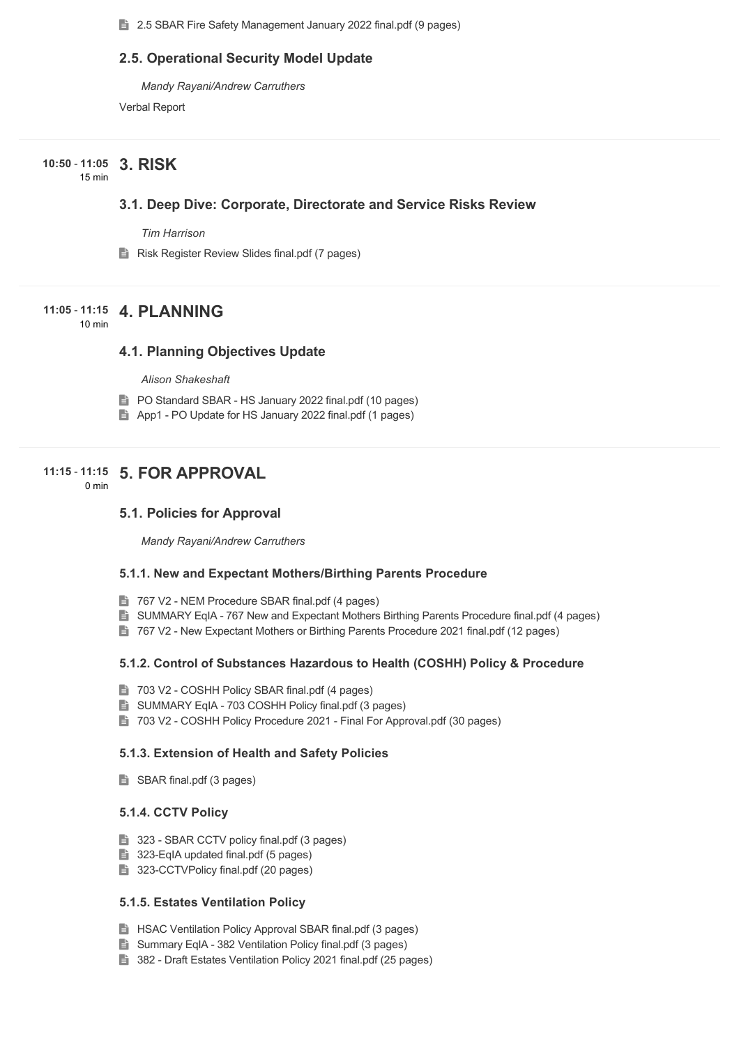2.5 SBAR Fire Safety Management January 2022 final.pdf (9 pages)

### 2.5. Operational Security Model Update

*Mandy Rayani/Andrew Carruthers*

Verbal Report

## 10:50 - 11:05 (15 min) 3. RISK

### 3.1. Deep Dive: Corporate, Directorate and Service Risks Review

*Tim Harrison*

Risk Register Review Slides final.pdf (7 pages)

## 11:05 - 11:15 (10 min) 4. PLANNING

### 4.1. Planning Objectives Update

*Alison Shakeshaft*

PO Standard SBAR - HS January 2022 final.pdf (10 pages)

App1 - PO Update for HS January 2022 final.pdf (1 pages)

## 11:15 - 11:15 (0 min) 5. FOR APPROVAL

### 5.1. Policies for Approval

*Mandy Rayani/Andrew Carruthers*

#### 5.1.1. New and Expectant Mothers/Birthing Parents Procedure

767 V2 - NEM Procedure SBAR final.pdf (4 pages)

SUMMARY EqIA - 767 New and Expectant Mothers Birthing Parents Procedure final.pdf (4 pages)

767 V2 - New Expectant Mothers or Birthing Parents Procedure 2021 final.pdf (12 pages)

#### 5.1.2. Control of Substances Hazardous to Health (COSHH) Policy & Procedure

703 V2 - COSHH Policy SBAR final.pdf (4 pages)

SUMMARY EqIA - 703 COSHH Policy final.pdf (3 pages)

703 V2 - COSHH Policy Procedure 2021 - Final For Approval.pdf (30 pages)

#### 5.1.3. Extension of Health and Safety Policies

SBAR final.pdf (3 pages)

#### 5.1.4. CCTV Policy

323 - SBAR CCTV policy final.pdf (3 pages)

323-EqIA updated final.pdf (5 pages)

323-CCTVPolicy final.pdf (20 pages)

#### 5.1.5. Estates Ventilation Policy

HSAC Ventilation Policy Approval SBAR final.pdf (3 pages)

Summary EqIA - 382 Ventilation Policy final.pdf (3 pages)

382 - Draft Estates Ventilation Policy 2021 final.pdf (25 pages)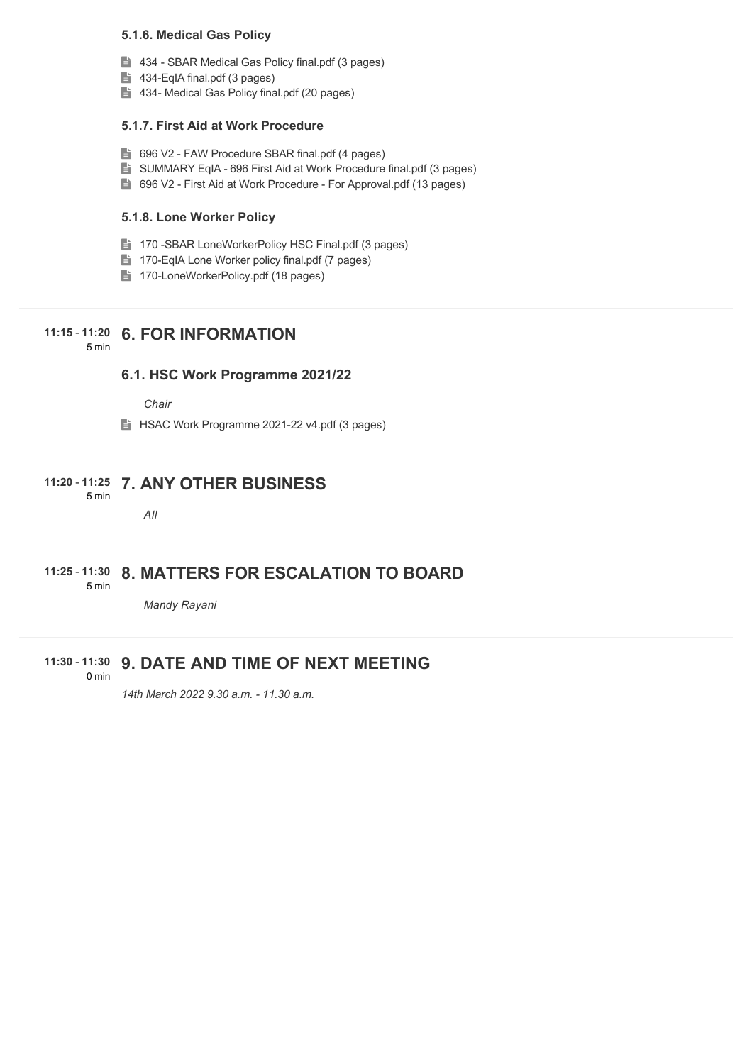#### 5.1.6. Medical Gas Policy

- 434 - SBAR Medical Gas Policy final.pdf (3 pages)
- 434-EqIA final.pdf (3 pages)
- 434- Medical Gas Policy final.pdf (20 pages)

#### 5.1.7. First Aid at Work Procedure

- 696 V2 - FAW Procedure SBAR final.pdf (4 pages)
- SUMMARY EqIA - 696 First Aid at Work Procedure final.pdf (3 pages)
- 696 V2 - First Aid at Work Procedure - For Approval.pdf (13 pages)

#### 5.1.8. Lone Worker Policy

- 170 -SBAR LoneWorkerPolicy HSC Final.pdf (3 pages)
- 170-EqIA Lone Worker policy final.pdf (7 pages)
- 170-LoneWorkerPolicy.pdf (18 pages)

**11:15 - 11:20**
5 min

## 6. FOR INFORMATION

### 6.1. HSC Work Programme 2021/22

*Chair*

- HSAC Work Programme 2021-22 v4.pdf (3 pages)

**11:20 - 11:25**
5 min

## 7. ANY OTHER BUSINESS

*All*

**11:25 - 11:30**
5 min

## 8. MATTERS FOR ESCALATION TO BOARD

*Mandy Rayani*

**11:30 - 11:30**
0 min

## 9. DATE AND TIME OF NEXT MEETING

*14th March 2022 9.30 a.m. - 11.30 a.m.*